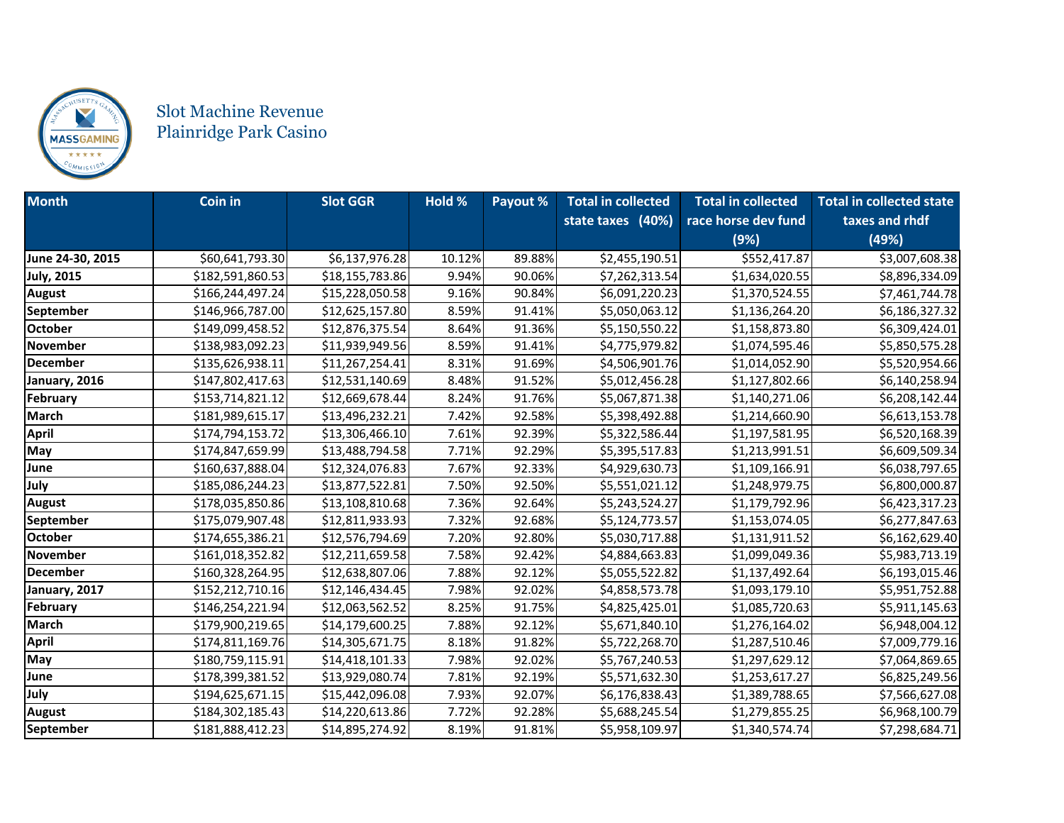# Slot Machine Revenue
# Plainridge Park Casino

| Month | Coin in | Slot GGR | Hold % | Payout % | Total in collected state taxes (40%) | Total in collected race horse dev fund (9%) | Total in collected state taxes and rhdf (49%) |
|---|---|---|---|---|---|---|---|
| June 24-30, 2015 | $60,641,793.30 | $6,137,976.28 | 10.12% | 89.88% | $2,455,190.51 | $552,417.87 | $3,007,608.38 |
| July, 2015 | $182,591,860.53 | $18,155,783.86 | 9.94% | 90.06% | $7,262,313.54 | $1,634,020.55 | $8,896,334.09 |
| August | $166,244,497.24 | $15,228,050.58 | 9.16% | 90.84% | $6,091,220.23 | $1,370,524.55 | $7,461,744.78 |
| September | $146,966,787.00 | $12,625,157.80 | 8.59% | 91.41% | $5,050,063.12 | $1,136,264.20 | $6,186,327.32 |
| October | $149,099,458.52 | $12,876,375.54 | 8.64% | 91.36% | $5,150,550.22 | $1,158,873.80 | $6,309,424.01 |
| November | $138,983,092.23 | $11,939,949.56 | 8.59% | 91.41% | $4,775,979.82 | $1,074,595.46 | $5,850,575.28 |
| December | $135,626,938.11 | $11,267,254.41 | 8.31% | 91.69% | $4,506,901.76 | $1,014,052.90 | $5,520,954.66 |
| January, 2016 | $147,802,417.63 | $12,531,140.69 | 8.48% | 91.52% | $5,012,456.28 | $1,127,802.66 | $6,140,258.94 |
| February | $153,714,821.12 | $12,669,678.44 | 8.24% | 91.76% | $5,067,871.38 | $1,140,271.06 | $6,208,142.44 |
| March | $181,989,615.17 | $13,496,232.21 | 7.42% | 92.58% | $5,398,492.88 | $1,214,660.90 | $6,613,153.78 |
| April | $174,794,153.72 | $13,306,466.10 | 7.61% | 92.39% | $5,322,586.44 | $1,197,581.95 | $6,520,168.39 |
| May | $174,847,659.99 | $13,488,794.58 | 7.71% | 92.29% | $5,395,517.83 | $1,213,991.51 | $6,609,509.34 |
| June | $160,637,888.04 | $12,324,076.83 | 7.67% | 92.33% | $4,929,630.73 | $1,109,166.91 | $6,038,797.65 |
| July | $185,086,244.23 | $13,877,522.81 | 7.50% | 92.50% | $5,551,021.12 | $1,248,979.75 | $6,800,000.87 |
| August | $178,035,850.86 | $13,108,810.68 | 7.36% | 92.64% | $5,243,524.27 | $1,179,792.96 | $6,423,317.23 |
| September | $175,079,907.48 | $12,811,933.93 | 7.32% | 92.68% | $5,124,773.57 | $1,153,074.05 | $6,277,847.63 |
| October | $174,655,386.21 | $12,576,794.69 | 7.20% | 92.80% | $5,030,717.88 | $1,131,911.52 | $6,162,629.40 |
| November | $161,018,352.82 | $12,211,659.58 | 7.58% | 92.42% | $4,884,663.83 | $1,099,049.36 | $5,983,713.19 |
| December | $160,328,264.95 | $12,638,807.06 | 7.88% | 92.12% | $5,055,522.82 | $1,137,492.64 | $6,193,015.46 |
| January, 2017 | $152,212,710.16 | $12,146,434.45 | 7.98% | 92.02% | $4,858,573.78 | $1,093,179.10 | $5,951,752.88 |
| February | $146,254,221.94 | $12,063,562.52 | 8.25% | 91.75% | $4,825,425.01 | $1,085,720.63 | $5,911,145.63 |
| March | $179,900,219.65 | $14,179,600.25 | 7.88% | 92.12% | $5,671,840.10 | $1,276,164.02 | $6,948,004.12 |
| April | $174,811,169.76 | $14,305,671.75 | 8.18% | 91.82% | $5,722,268.70 | $1,287,510.46 | $7,009,779.16 |
| May | $180,759,115.91 | $14,418,101.33 | 7.98% | 92.02% | $5,767,240.53 | $1,297,629.12 | $7,064,869.65 |
| June | $178,399,381.52 | $13,929,080.74 | 7.81% | 92.19% | $5,571,632.30 | $1,253,617.27 | $6,825,249.56 |
| July | $194,625,671.15 | $15,442,096.08 | 7.93% | 92.07% | $6,176,838.43 | $1,389,788.65 | $7,566,627.08 |
| August | $184,302,185.43 | $14,220,613.86 | 7.72% | 92.28% | $5,688,245.54 | $1,279,855.25 | $6,968,100.79 |
| September | $181,888,412.23 | $14,895,274.92 | 8.19% | 91.81% | $5,958,109.97 | $1,340,574.74 | $7,298,684.71 |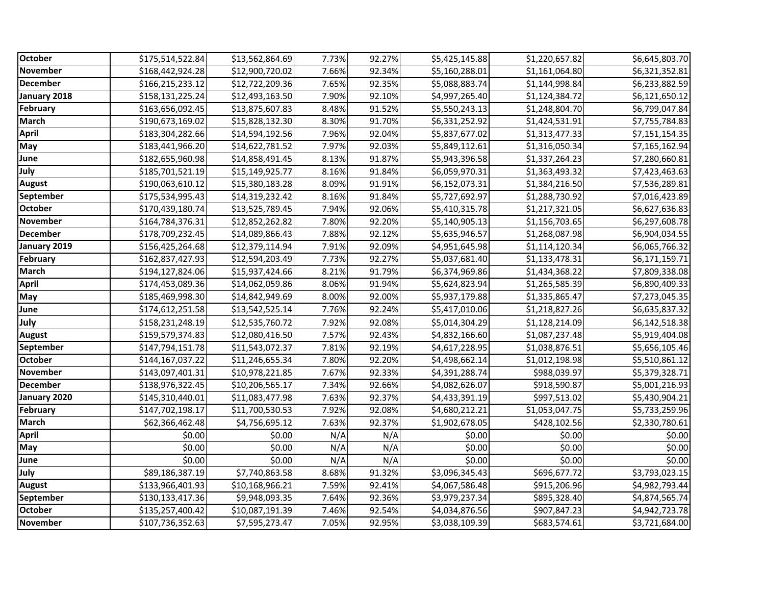| | | | | | | | |
|---|---|---|---|---|---|---|---|
| **October** | $175,514,522.84 | $13,562,864.69 | 7.73% | 92.27% | $5,425,145.88 | $1,220,657.82 | $6,645,803.70 |
| **November** | $168,442,924.28 | $12,900,720.02 | 7.66% | 92.34% | $5,160,288.01 | $1,161,064.80 | $6,321,352.81 |
| **December** | $166,215,233.12 | $12,722,209.36 | 7.65% | 92.35% | $5,088,883.74 | $1,144,998.84 | $6,233,882.59 |
| **January 2018** | $158,131,225.24 | $12,493,163.50 | 7.90% | 92.10% | $4,997,265.40 | $1,124,384.72 | $6,121,650.12 |
| **February** | $163,656,092.45 | $13,875,607.83 | 8.48% | 91.52% | $5,550,243.13 | $1,248,804.70 | $6,799,047.84 |
| **March** | $190,673,169.02 | $15,828,132.30 | 8.30% | 91.70% | $6,331,252.92 | $1,424,531.91 | $7,755,784.83 |
| **April** | $183,304,282.66 | $14,594,192.56 | 7.96% | 92.04% | $5,837,677.02 | $1,313,477.33 | $7,151,154.35 |
| **May** | $183,441,966.20 | $14,622,781.52 | 7.97% | 92.03% | $5,849,112.61 | $1,316,050.34 | $7,165,162.94 |
| **June** | $182,655,960.98 | $14,858,491.45 | 8.13% | 91.87% | $5,943,396.58 | $1,337,264.23 | $7,280,660.81 |
| **July** | $185,701,521.19 | $15,149,925.77 | 8.16% | 91.84% | $6,059,970.31 | $1,363,493.32 | $7,423,463.63 |
| **August** | $190,063,610.12 | $15,380,183.28 | 8.09% | 91.91% | $6,152,073.31 | $1,384,216.50 | $7,536,289.81 |
| **September** | $175,534,995.43 | $14,319,232.42 | 8.16% | 91.84% | $5,727,692.97 | $1,288,730.92 | $7,016,423.89 |
| **October** | $170,439,180.74 | $13,525,789.45 | 7.94% | 92.06% | $5,410,315.78 | $1,217,321.05 | $6,627,636.83 |
| **November** | $164,784,376.31 | $12,852,262.82 | 7.80% | 92.20% | $5,140,905.13 | $1,156,703.65 | $6,297,608.78 |
| **December** | $178,709,232.45 | $14,089,866.43 | 7.88% | 92.12% | $5,635,946.57 | $1,268,087.98 | $6,904,034.55 |
| **January 2019** | $156,425,264.68 | $12,379,114.94 | 7.91% | 92.09% | $4,951,645.98 | $1,114,120.34 | $6,065,766.32 |
| **February** | $162,837,427.93 | $12,594,203.49 | 7.73% | 92.27% | $5,037,681.40 | $1,133,478.31 | $6,171,159.71 |
| **March** | $194,127,824.06 | $15,937,424.66 | 8.21% | 91.79% | $6,374,969.86 | $1,434,368.22 | $7,809,338.08 |
| **April** | $174,453,089.36 | $14,062,059.86 | 8.06% | 91.94% | $5,624,823.94 | $1,265,585.39 | $6,890,409.33 |
| **May** | $185,469,998.30 | $14,842,949.69 | 8.00% | 92.00% | $5,937,179.88 | $1,335,865.47 | $7,273,045.35 |
| **June** | $174,612,251.58 | $13,542,525.14 | 7.76% | 92.24% | $5,417,010.06 | $1,218,827.26 | $6,635,837.32 |
| **July** | $158,231,248.19 | $12,535,760.72 | 7.92% | 92.08% | $5,014,304.29 | $1,128,214.09 | $6,142,518.38 |
| **August** | $159,579,374.83 | $12,080,416.50 | 7.57% | 92.43% | $4,832,166.60 | $1,087,237.48 | $5,919,404.08 |
| **September** | $147,794,151.78 | $11,543,072.37 | 7.81% | 92.19% | $4,617,228.95 | $1,038,876.51 | $5,656,105.46 |
| **October** | $144,167,037.22 | $11,246,655.34 | 7.80% | 92.20% | $4,498,662.14 | $1,012,198.98 | $5,510,861.12 |
| **November** | $143,097,401.31 | $10,978,221.85 | 7.67% | 92.33% | $4,391,288.74 | $988,039.97 | $5,379,328.71 |
| **December** | $138,976,322.45 | $10,206,565.17 | 7.34% | 92.66% | $4,082,626.07 | $918,590.87 | $5,001,216.93 |
| **January 2020** | $145,310,440.01 | $11,083,477.98 | 7.63% | 92.37% | $4,433,391.19 | $997,513.02 | $5,430,904.21 |
| **February** | $147,702,198.17 | $11,700,530.53 | 7.92% | 92.08% | $4,680,212.21 | $1,053,047.75 | $5,733,259.96 |
| **March** | $62,366,462.48 | $4,756,695.12 | 7.63% | 92.37% | $1,902,678.05 | $428,102.56 | $2,330,780.61 |
| **April** | $0.00 | $0.00 | N/A | N/A | $0.00 | $0.00 | $0.00 |
| **May** | $0.00 | $0.00 | N/A | N/A | $0.00 | $0.00 | $0.00 |
| **June** | $0.00 | $0.00 | N/A | N/A | $0.00 | $0.00 | $0.00 |
| **July** | $89,186,387.19 | $7,740,863.58 | 8.68% | 91.32% | $3,096,345.43 | $696,677.72 | $3,793,023.15 |
| **August** | $133,966,401.93 | $10,168,966.21 | 7.59% | 92.41% | $4,067,586.48 | $915,206.96 | $4,982,793.44 |
| **September** | $130,133,417.36 | $9,948,093.35 | 7.64% | 92.36% | $3,979,237.34 | $895,328.40 | $4,874,565.74 |
| **October** | $135,257,400.42 | $10,087,191.39 | 7.46% | 92.54% | $4,034,876.56 | $907,847.23 | $4,942,723.78 |
| **November** | $107,736,352.63 | $7,595,273.47 | 7.05% | 92.95% | $3,038,109.39 | $683,574.61 | $3,721,684.00 |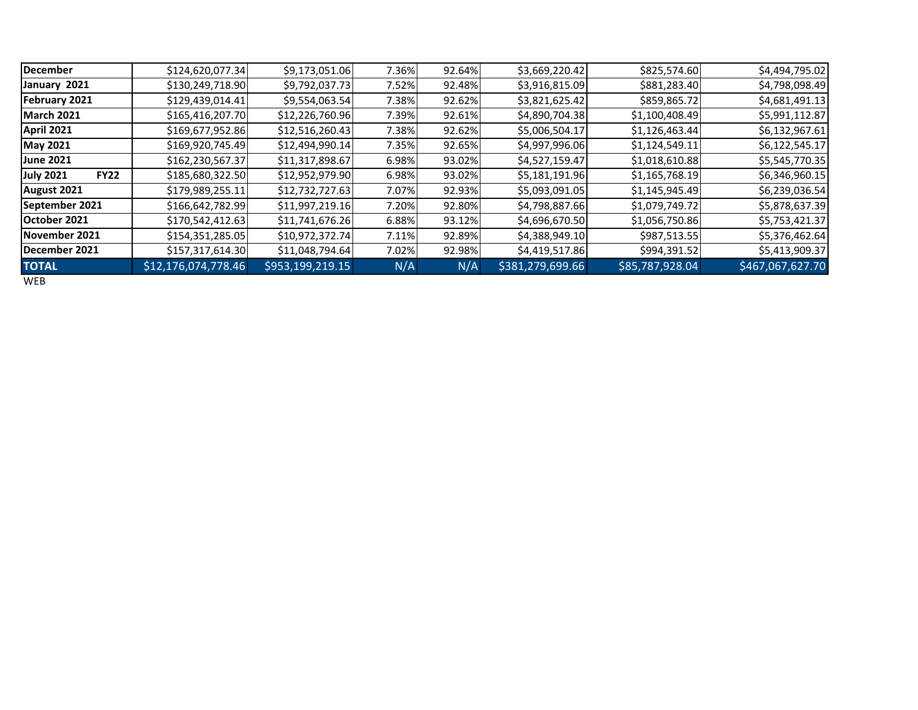| | | | | | | | |
|---|---|---|---|---|---|---|---|
| **December** | $124,620,077.34 | $9,173,051.06 | 7.36% | 92.64% | $3,669,220.42 | $825,574.60 | $4,494,795.02 |
| **January 2021** | $130,249,718.90 | $9,792,037.73 | 7.52% | 92.48% | $3,916,815.09 | $881,283.40 | $4,798,098.49 |
| **February 2021** | $129,439,014.41 | $9,554,063.54 | 7.38% | 92.62% | $3,821,625.42 | $859,865.72 | $4,681,491.13 |
| **March 2021** | $165,416,207.70 | $12,226,760.96 | 7.39% | 92.61% | $4,890,704.38 | $1,100,408.49 | $5,991,112.87 |
| **April 2021** | $169,677,952.86 | $12,516,260.43 | 7.38% | 92.62% | $5,006,504.17 | $1,126,463.44 | $6,132,967.61 |
| **May 2021** | $169,920,745.49 | $12,494,990.14 | 7.35% | 92.65% | $4,997,996.06 | $1,124,549.11 | $6,122,545.17 |
| **June 2021** | $162,230,567.37 | $11,317,898.67 | 6.98% | 93.02% | $4,527,159.47 | $1,018,610.88 | $5,545,770.35 |
| **July 2021 FY22** | $185,680,322.50 | $12,952,979.90 | 6.98% | 93.02% | $5,181,191.96 | $1,165,768.19 | $6,346,960.15 |
| **August 2021** | $179,989,255.11 | $12,732,727.63 | 7.07% | 92.93% | $5,093,091.05 | $1,145,945.49 | $6,239,036.54 |
| **September 2021** | $166,642,782.99 | $11,997,219.16 | 7.20% | 92.80% | $4,798,887.66 | $1,079,749.72 | $5,878,637.39 |
| **October 2021** | $170,542,412.63 | $11,741,676.26 | 6.88% | 93.12% | $4,696,670.50 | $1,056,750.86 | $5,753,421.37 |
| **November 2021** | $154,351,285.05 | $10,972,372.74 | 7.11% | 92.89% | $4,388,949.10 | $987,513.55 | $5,376,462.64 |
| **December 2021** | $157,317,614.30 | $11,048,794.64 | 7.02% | 92.98% | $4,419,517.86 | $994,391.52 | $5,413,909.37 |
| **TOTAL** | $12,176,074,778.46 | $953,199,219.15 | N/A | N/A | $381,279,699.66 | $85,787,928.04 | $467,067,627.70 |

WEB